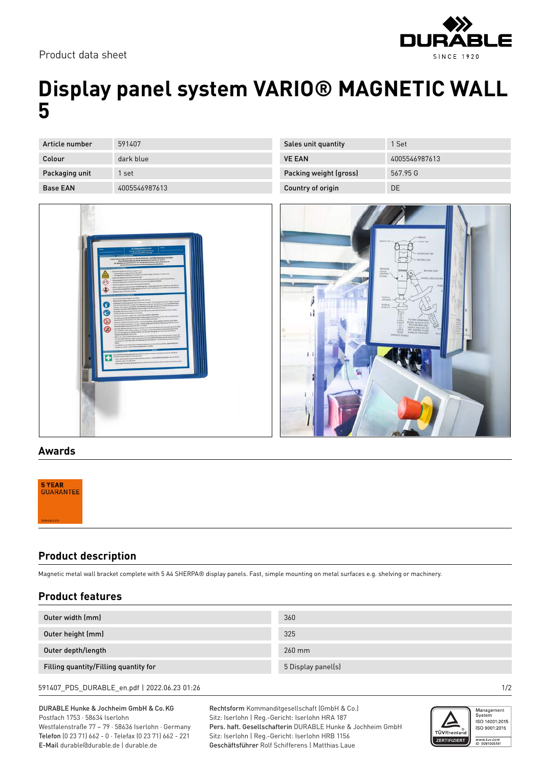Product data sheet

# Display panel system VARIO® MAGNETIC WALL 5

| Article number | 591407 | Sales unit quantity | 1 Set |
|---|---|---|---|
| Colour | dark blue | VE EAN | 4005546987613 |
| Packaging unit | 1 set | Packing weight (gross) | 567.95 G |
| Base EAN | 4005546987613 | Country of origin | DE |

## Awards

5 YEAR GUARANTEE

## Product description

Magnetic metal wall bracket complete with 5 A4 SHERPA® display panels. Fast, simple mounting on metal surfaces e.g. shelving or machinery.

## Product features

| Outer width (mm) | 360 |
|---|---|
| Outer height (mm) | 325 |
| Outer depth/length | 260 mm |
| Filling quantity/Filling quantity for | 5 Display panel(s) |

591407_PDS_DURABLE_en.pdf | 2022.06.23 01:26

DURABLE Hunke & Jochheim GmbH & Co. KG
Postfach 1753 · 58634 Iserlohn
Westfalenstraße 77 – 79 · 58636 Iserlohn · Germany
**Telefon** (0 23 71) 662 - 0 · Telefax (0 23 71) 662 - 221
**E-Mail** durable@durable.de | durable.de

**Rechtsform** Kommanditgesellschaft (GmbH & Co.)
Sitz: Iserlohn | Reg.-Gericht: Iserlohn HRA 187
**Pers. haft. Gesellschafterin** DURABLE Hunke & Jochheim GmbH
Sitz: Iserlohn | Reg.-Gericht: Iserlohn HRB 1156
**Geschäftsführer** Rolf Schifferens | Matthias Laue

TÜVRheinland ZERTIFIZIERT
Management System ISO 14001:2015 ISO 9001:2015
www.tuv.com ID 0091006181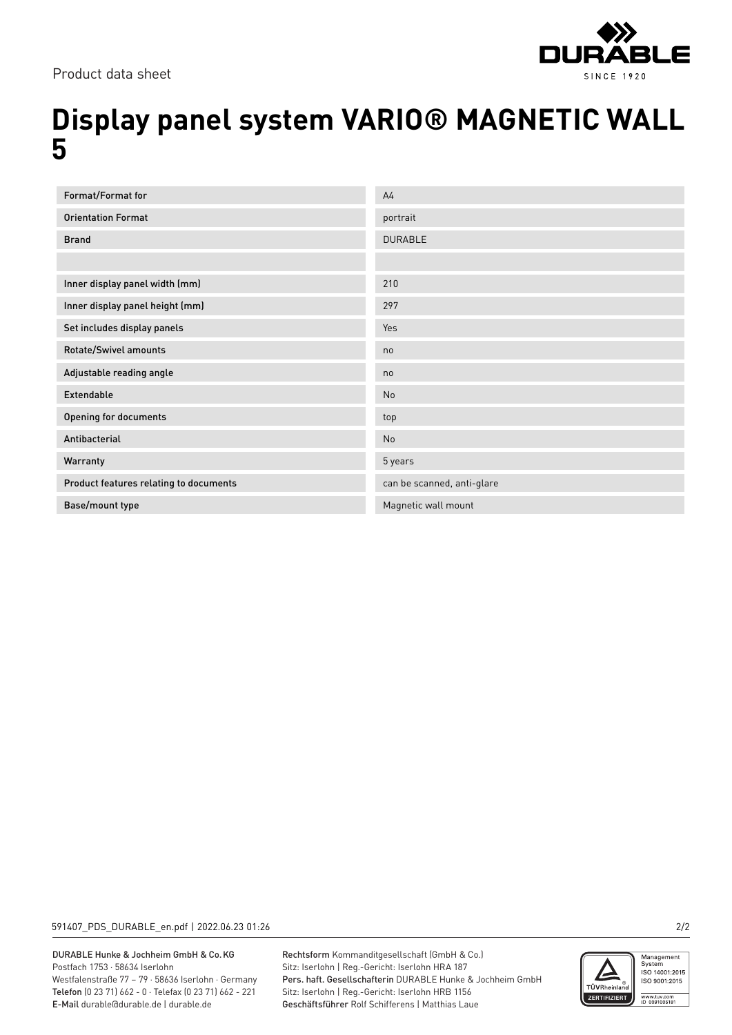Product data sheet

# Display panel system VARIO® MAGNETIC WALL 5

| | |
|---|---|
| Format/Format for | A4 |
| Orientation Format | portrait |
| Brand | DURABLE |
| | |
| Inner display panel width (mm) | 210 |
| Inner display panel height (mm) | 297 |
| Set includes display panels | Yes |
| Rotate/Swivel amounts | no |
| Adjustable reading angle | no |
| Extendable | No |
| Opening for documents | top |
| Antibacterial | No |
| Warranty | 5 years |
| Product features relating to documents | can be scanned, anti-glare |
| Base/mount type | Magnetic wall mount |

591407_PDS_DURABLE_en.pdf | 2022.06.23 01:26

**DURABLE Hunke & Jochheim GmbH & Co. KG**
Postfach 1753 · 58634 Iserlohn
Westfalenstraße 77 – 79 · 58636 Iserlohn · Germany
**Telefon** (0 23 71) 662 - 0 · Telefax (0 23 71) 662 - 221
**E-Mail** durable@durable.de | durable.de

**Rechtsform** Kommanditgesellschaft (GmbH & Co.)
Sitz: Iserlohn | Reg.-Gericht: Iserlohn HRA 187
**Pers. haft. Gesellschafterin** DURABLE Hunke & Jochheim GmbH
Sitz: Iserlohn | Reg.-Gericht: Iserlohn HRB 1156
**Geschäftsführer** Rolf Schifferens | Matthias Laue

TÜVRheinland ZERTIFIZIERT
Management System ISO 14001:2015 ISO 9001:2015
www.tuv.com ID 0091006181